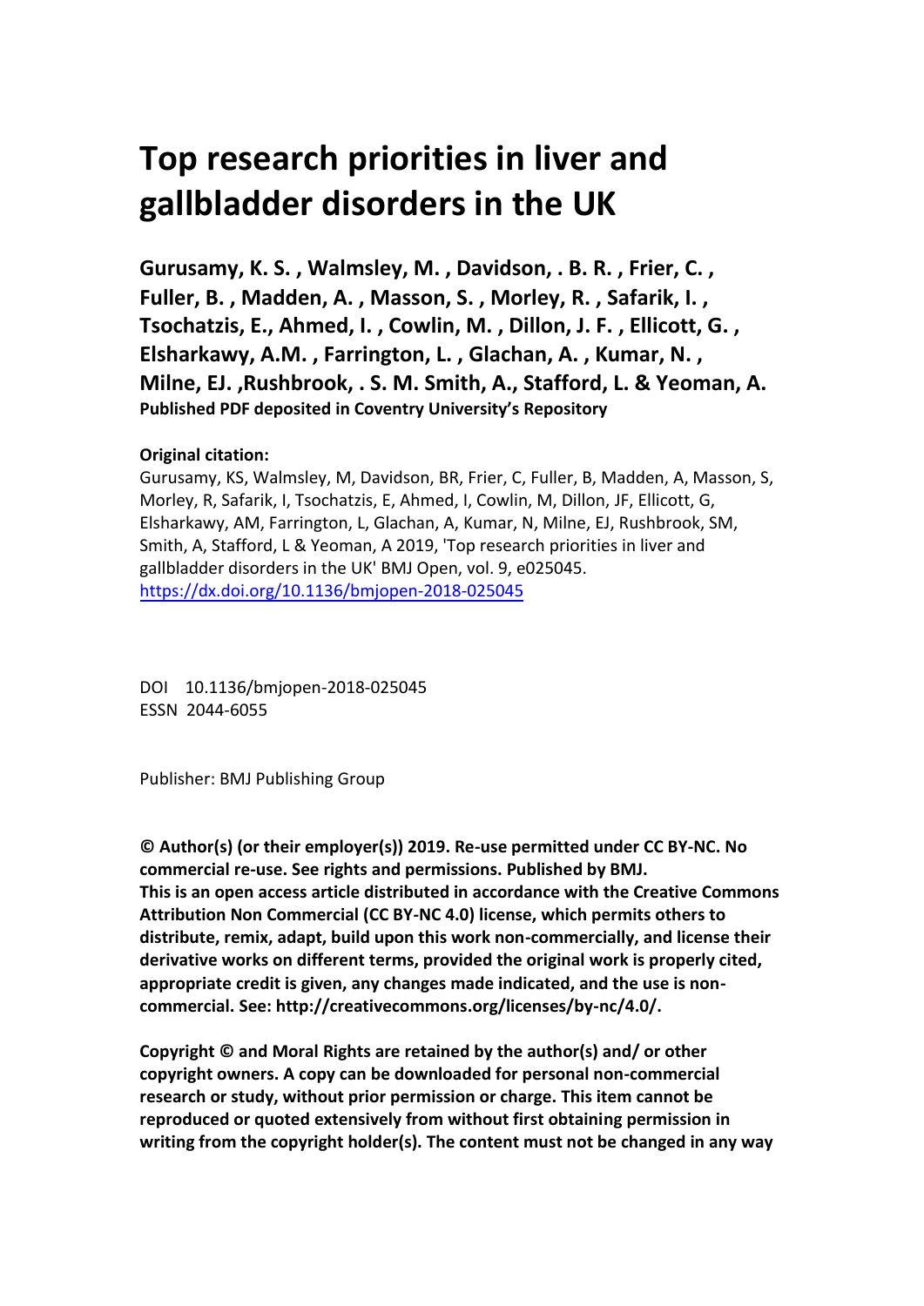# Top research priorities in liver and gallbladder disorders in the UK

**Gurusamy, K. S. , Walmsley, M. , Davidson, . B. R. , Frier, C. , Fuller, B. , Madden, A. , Masson, S. , Morley, R. , Safarik, I. , Tsochatzis, E., Ahmed, I. , Cowlin, M. , Dillon, J. F. , Ellicott, G. , Elsharkawy, A.M. , Farrington, L. , Glachan, A. , Kumar, N. , Milne, EJ. ,Rushbrook, . S. M. Smith, A., Stafford, L. & Yeoman, A.**

**Published PDF deposited in Coventry University's Repository**

**Original citation:**

Gurusamy, KS, Walmsley, M, Davidson, BR, Frier, C, Fuller, B, Madden, A, Masson, S, Morley, R, Safarik, I, Tsochatzis, E, Ahmed, I, Cowlin, M, Dillon, JF, Ellicott, G, Elsharkawy, AM, Farrington, L, Glachan, A, Kumar, N, Milne, EJ, Rushbrook, SM, Smith, A, Stafford, L & Yeoman, A 2019, 'Top research priorities in liver and gallbladder disorders in the UK' BMJ Open, vol. 9, e025045.
https://dx.doi.org/10.1136/bmjopen-2018-025045

DOI 10.1136/bmjopen-2018-025045
ESSN 2044-6055

Publisher: BMJ Publishing Group

**© Author(s) (or their employer(s)) 2019. Re-use permitted under CC BY-NC. No commercial re-use. See rights and permissions. Published by BMJ. This is an open access article distributed in accordance with the Creative Commons Attribution Non Commercial (CC BY-NC 4.0) license, which permits others to distribute, remix, adapt, build upon this work non-commercially, and license their derivative works on different terms, provided the original work is properly cited, appropriate credit is given, any changes made indicated, and the use is non-commercial. See: http://creativecommons.org/licenses/by-nc/4.0/.**

**Copyright © and Moral Rights are retained by the author(s) and/ or other copyright owners. A copy can be downloaded for personal non-commercial research or study, without prior permission or charge. This item cannot be reproduced or quoted extensively from without first obtaining permission in writing from the copyright holder(s). The content must not be changed in any way**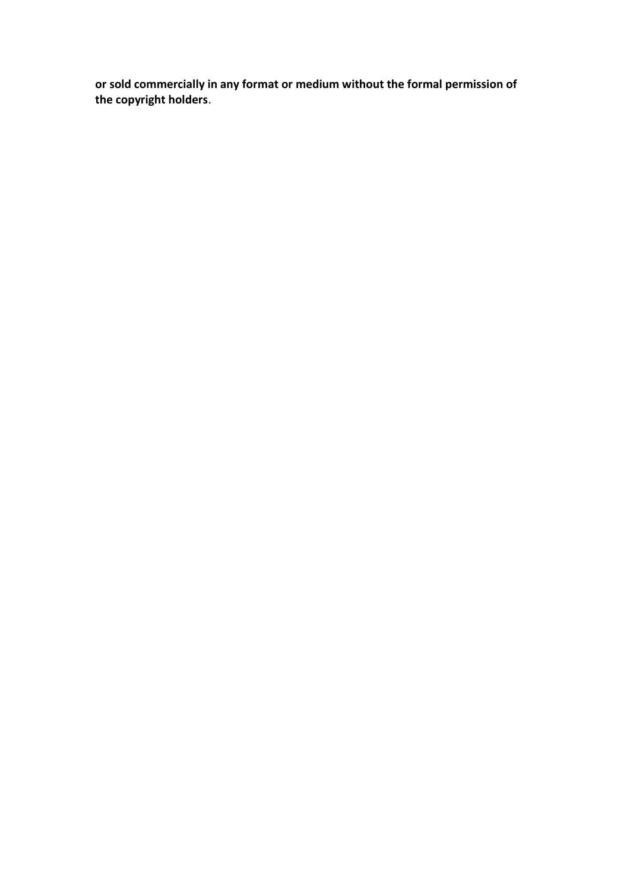**or sold commercially in any format or medium without the formal permission of the copyright holders**.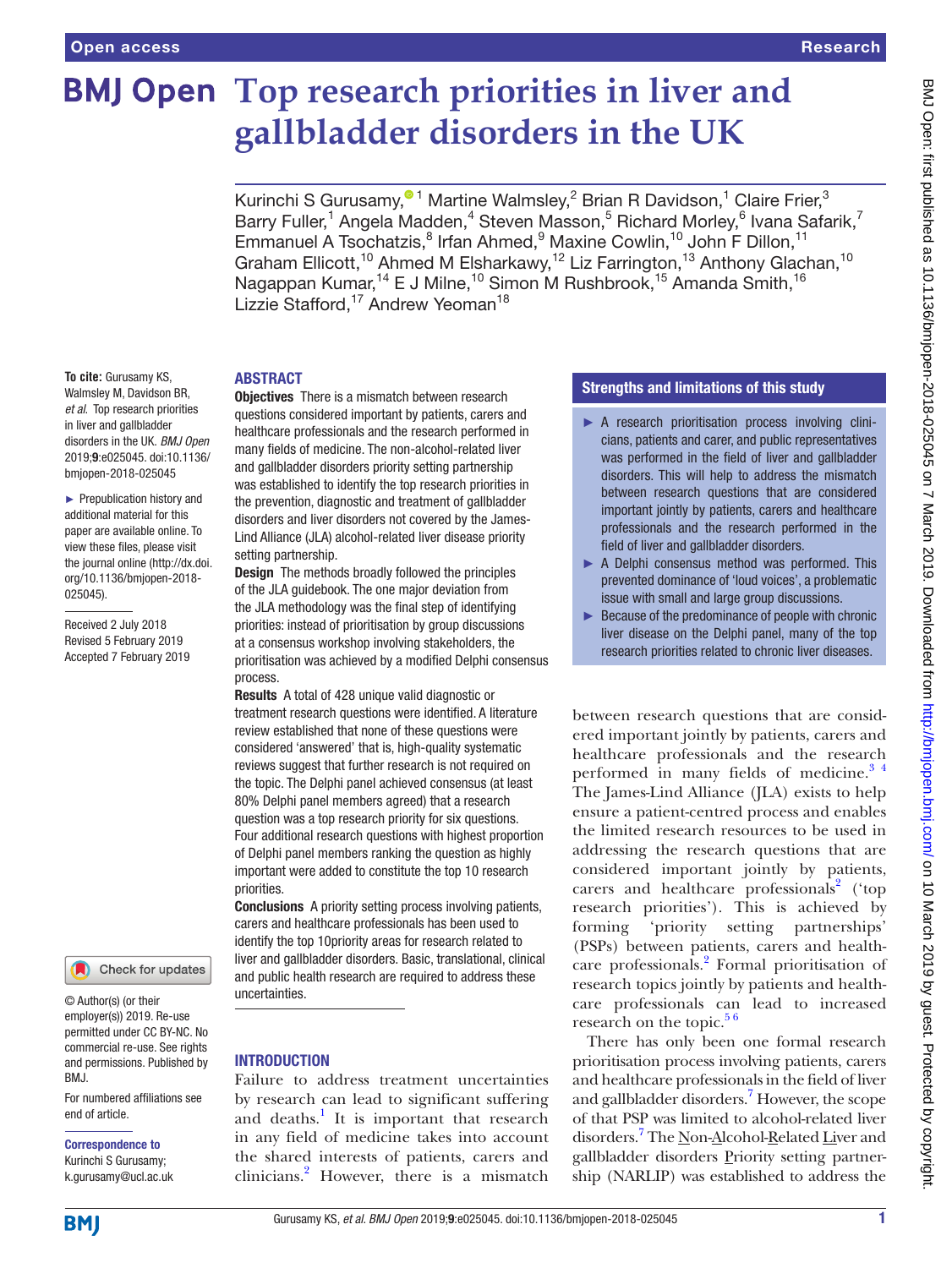# Top research priorities in liver and gallbladder disorders in the UK

Kurinchi S Gurusamy,[1] Martine Walmsley,[2] Brian R Davidson,[1] Claire Frier,[3] Barry Fuller,[1] Angela Madden,[4] Steven Masson,[5] Richard Morley,[6] Ivana Safarik,[7] Emmanuel A Tsochatzis,[8] Irfan Ahmed,[9] Maxine Cowlin,[10] John F Dillon,[11] Graham Ellicott,[10] Ahmed M Elsharkawy,[12] Liz Farrington,[13] Anthony Glachan,[10] Nagappan Kumar,[14] E J Milne,[10] Simon M Rushbrook,[15] Amanda Smith,[16] Lizzie Stafford,[17] Andrew Yeoman[18]

**To cite:** Gurusamy KS, Walmsley M, Davidson BR, *et al*. Top research priorities in liver and gallbladder disorders in the UK. *BMJ Open* 2019;**9**:e025045. doi:10.1136/bmjopen-2018-025045

► Prepublication history and additional material for this paper are available online. To view these files, please visit the journal online (http://dx.doi.org/10.1136/bmjopen-2018-025045).

Received 2 July 2018
Revised 5 February 2019
Accepted 7 February 2019

© Author(s) (or their employer(s)) 2019. Re-use permitted under CC BY-NC. No commercial re-use. See rights and permissions. Published by BMJ.

For numbered affiliations see end of article.

**Correspondence to**
Kurinchi S Gurusamy; k.gurusamy@ucl.ac.uk

## ABSTRACT

**Objectives** There is a mismatch between research questions considered important by patients, carers and healthcare professionals and the research performed in many fields of medicine. The non-alcohol-related liver and gallbladder disorders priority setting partnership was established to identify the top research priorities in the prevention, diagnostic and treatment of gallbladder disorders and liver disorders not covered by the James-Lind Alliance (JLA) alcohol-related liver disease priority setting partnership.

**Design** The methods broadly followed the principles of the JLA guidebook. The one major deviation from the JLA methodology was the final step of identifying priorities: instead of prioritisation by group discussions at a consensus workshop involving stakeholders, the prioritisation was achieved by a modified Delphi consensus process.

**Results** A total of 428 unique valid diagnostic or treatment research questions were identified. A literature review established that none of these questions were considered 'answered' that is, high-quality systematic reviews suggest that further research is not required on the topic. The Delphi panel achieved consensus (at least 80% Delphi panel members agreed) that a research question was a top research priority for six questions. Four additional research questions with highest proportion of Delphi panel members ranking the question as highly important were added to constitute the top 10 research priorities.

**Conclusions** A priority setting process involving patients, carers and healthcare professionals has been used to identify the top 10priority areas for research related to liver and gallbladder disorders. Basic, translational, clinical and public health research are required to address these uncertainties.

## Strengths and limitations of this study

- ► A research prioritisation process involving clinicians, patients and carer, and public representatives was performed in the field of liver and gallbladder disorders. This will help to address the mismatch between research questions that are considered important jointly by patients, carers and healthcare professionals and the research performed in the field of liver and gallbladder disorders.
- ► A Delphi consensus method was performed. This prevented dominance of 'loud voices', a problematic issue with small and large group discussions.
- ► Because of the predominance of people with chronic liver disease on the Delphi panel, many of the top research priorities related to chronic liver diseases.

## INTRODUCTION

Failure to address treatment uncertainties by research can lead to significant suffering and deaths.[1] It is important that research in any field of medicine takes into account the shared interests of patients, carers and clinicians.[2] However, there is a mismatch between research questions that are considered important jointly by patients, carers and healthcare professionals and the research performed in many fields of medicine.[3,4] The James-Lind Alliance (JLA) exists to help ensure a patient-centred process and enables the limited research resources to be used in addressing the research questions that are considered important jointly by patients, carers and healthcare professionals[2] ('top research priorities'). This is achieved by forming 'priority setting partnerships' (PSPs) between patients, carers and healthcare professionals.[2] Formal prioritisation of research topics jointly by patients and healthcare professionals can lead to increased research on the topic.[5,6]

There has only been one formal research prioritisation process involving patients, carers and healthcare professionals in the field of liver and gallbladder disorders.[7] However, the scope of that PSP was limited to alcohol-related liver disorders.[7] The Non-Alcohol-Related Liver and gallbladder disorders Priority setting partnership (NARLIP) was established to address the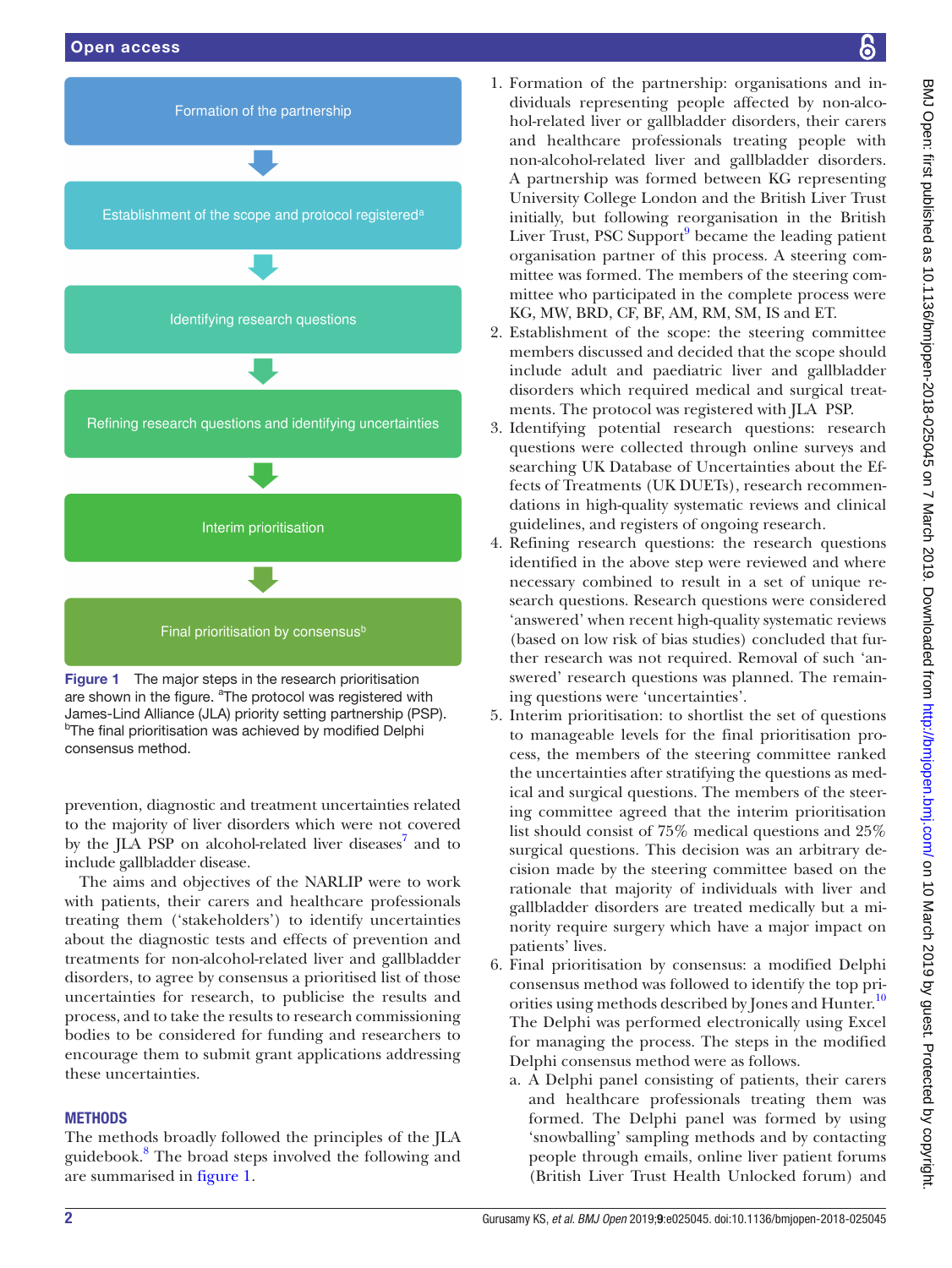Formation of the partnership

Establishment of the scope and protocol registered[a]

Identifying research questions

Refining research questions and identifying uncertainties

Interim prioritisation

Final prioritisation by consensus[b]

**Figure 1** The major steps in the research prioritisation are shown in the figure. [a]The protocol was registered with James-Lind Alliance (JLA) priority setting partnership (PSP). [b]The final prioritisation was achieved by modified Delphi consensus method.

prevention, diagnostic and treatment uncertainties related to the majority of liver disorders which were not covered by the JLA PSP on alcohol-related liver diseases[7] and to include gallbladder disease.

The aims and objectives of the NARLIP were to work with patients, their carers and healthcare professionals treating them ('stakeholders') to identify uncertainties about the diagnostic tests and effects of prevention and treatments for non-alcohol-related liver and gallbladder disorders, to agree by consensus a prioritised list of those uncertainties for research, to publicise the results and process, and to take the results to research commissioning bodies to be considered for funding and researchers to encourage them to submit grant applications addressing these uncertainties.

## METHODS

The methods broadly followed the principles of the JLA guidebook.[8] The broad steps involved the following and are summarised in figure 1.

1. Formation of the partnership: organisations and individuals representing people affected by non-alcohol-related liver or gallbladder disorders, their carers and healthcare professionals treating people with non-alcohol-related liver and gallbladder disorders. A partnership was formed between KG representing University College London and the British Liver Trust initially, but following reorganisation in the British Liver Trust, PSC Support[9] became the leading patient organisation partner of this process. A steering committee was formed. The members of the steering committee who participated in the complete process were KG, MW, BRD, CF, BF, AM, RM, SM, IS and ET.
2. Establishment of the scope: the steering committee members discussed and decided that the scope should include adult and paediatric liver and gallbladder disorders which required medical and surgical treatments. The protocol was registered with JLA PSP.
3. Identifying potential research questions: research questions were collected through online surveys and searching UK Database of Uncertainties about the Effects of Treatments (UK DUETs), research recommendations in high-quality systematic reviews and clinical guidelines, and registers of ongoing research.
4. Refining research questions: the research questions identified in the above step were reviewed and where necessary combined to result in a set of unique research questions. Research questions were considered 'answered' when recent high-quality systematic reviews (based on low risk of bias studies) concluded that further research was not required. Removal of such 'answered' research questions was planned. The remaining questions were 'uncertainties'.
5. Interim prioritisation: to shortlist the set of questions to manageable levels for the final prioritisation process, the members of the steering committee ranked the uncertainties after stratifying the questions as medical and surgical questions. The members of the steering committee agreed that the interim prioritisation list should consist of 75% medical questions and 25% surgical questions. This decision was an arbitrary decision made by the steering committee based on the rationale that majority of individuals with liver and gallbladder disorders are treated medically but a minority require surgery which have a major impact on patients' lives.
6. Final prioritisation by consensus: a modified Delphi consensus method was followed to identify the top priorities using methods described by Jones and Hunter.[10] The Delphi was performed electronically using Excel for managing the process. The steps in the modified Delphi consensus method were as follows.
   a. A Delphi panel consisting of patients, their carers and healthcare professionals treating them was formed. The Delphi panel was formed by using 'snowballing' sampling methods and by contacting people through emails, online liver patient forums (British Liver Trust Health Unlocked forum) and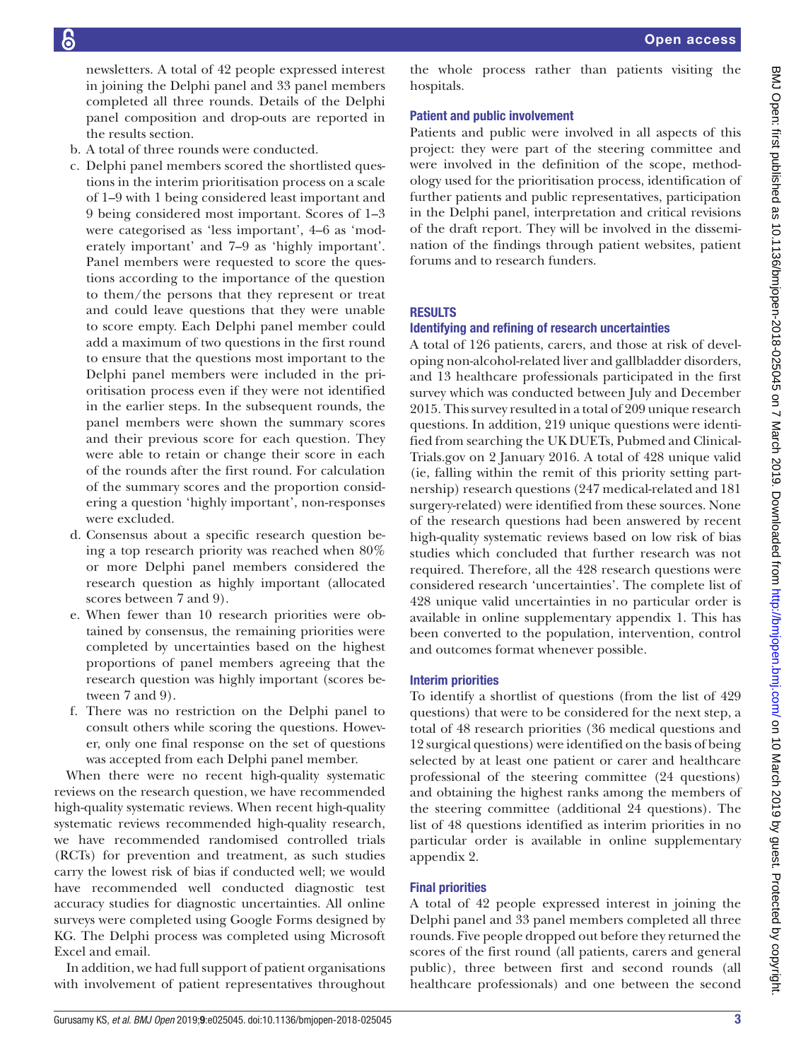newsletters. A total of 42 people expressed interest in joining the Delphi panel and 33 panel members completed all three rounds. Details of the Delphi panel composition and drop-outs are reported in the results section.

b. A total of three rounds were conducted.
c. Delphi panel members scored the shortlisted questions in the interim prioritisation process on a scale of 1–9 with 1 being considered least important and 9 being considered most important. Scores of 1–3 were categorised as 'less important', 4–6 as 'moderately important' and 7–9 as 'highly important'. Panel members were requested to score the questions according to the importance of the question to them/the persons that they represent or treat and could leave questions that they were unable to score empty. Each Delphi panel member could add a maximum of two questions in the first round to ensure that the questions most important to the Delphi panel members were included in the prioritisation process even if they were not identified in the earlier steps. In the subsequent rounds, the panel members were shown the summary scores and their previous score for each question. They were able to retain or change their score in each of the rounds after the first round. For calculation of the summary scores and the proportion considering a question 'highly important', non-responses were excluded.
d. Consensus about a specific research question being a top research priority was reached when 80% or more Delphi panel members considered the research question as highly important (allocated scores between 7 and 9).
e. When fewer than 10 research priorities were obtained by consensus, the remaining priorities were completed by uncertainties based on the highest proportions of panel members agreeing that the research question was highly important (scores between 7 and 9).
f. There was no restriction on the Delphi panel to consult others while scoring the questions. However, only one final response on the set of questions was accepted from each Delphi panel member.

When there were no recent high-quality systematic reviews on the research question, we have recommended high-quality systematic reviews. When recent high-quality systematic reviews recommended high-quality research, we have recommended randomised controlled trials (RCTs) for prevention and treatment, as such studies carry the lowest risk of bias if conducted well; we would have recommended well conducted diagnostic test accuracy studies for diagnostic uncertainties. All online surveys were completed using Google Forms designed by KG. The Delphi process was completed using Microsoft Excel and email.

In addition, we had full support of patient organisations with involvement of patient representatives throughout the whole process rather than patients visiting the hospitals.

### Patient and public involvement

Patients and public were involved in all aspects of this project: they were part of the steering committee and were involved in the definition of the scope, methodology used for the prioritisation process, identification of further patients and public representatives, participation in the Delphi panel, interpretation and critical revisions of the draft report. They will be involved in the dissemination of the findings through patient websites, patient forums and to research funders.

## RESULTS

### Identifying and refining of research uncertainties

A total of 126 patients, carers, and those at risk of developing non-alcohol-related liver and gallbladder disorders, and 13 healthcare professionals participated in the first survey which was conducted between July and December 2015. This survey resulted in a total of 209 unique research questions. In addition, 219 unique questions were identified from searching the UK DUETs, Pubmed and ClinicalTrials.gov on 2 January 2016. A total of 428 unique valid (ie, falling within the remit of this priority setting partnership) research questions (247 medical-related and 181 surgery-related) were identified from these sources. None of the research questions had been answered by recent high-quality systematic reviews based on low risk of bias studies which concluded that further research was not required. Therefore, all the 428 research questions were considered research 'uncertainties'. The complete list of 428 unique valid uncertainties in no particular order is available in online supplementary appendix 1. This has been converted to the population, intervention, control and outcomes format whenever possible.

### Interim priorities

To identify a shortlist of questions (from the list of 429 questions) that were to be considered for the next step, a total of 48 research priorities (36 medical questions and 12 surgical questions) were identified on the basis of being selected by at least one patient or carer and healthcare professional of the steering committee (24 questions) and obtaining the highest ranks among the members of the steering committee (additional 24 questions). The list of 48 questions identified as interim priorities in no particular order is available in online supplementary appendix 2.

### Final priorities

A total of 42 people expressed interest in joining the Delphi panel and 33 panel members completed all three rounds. Five people dropped out before they returned the scores of the first round (all patients, carers and general public), three between first and second rounds (all healthcare professionals) and one between the second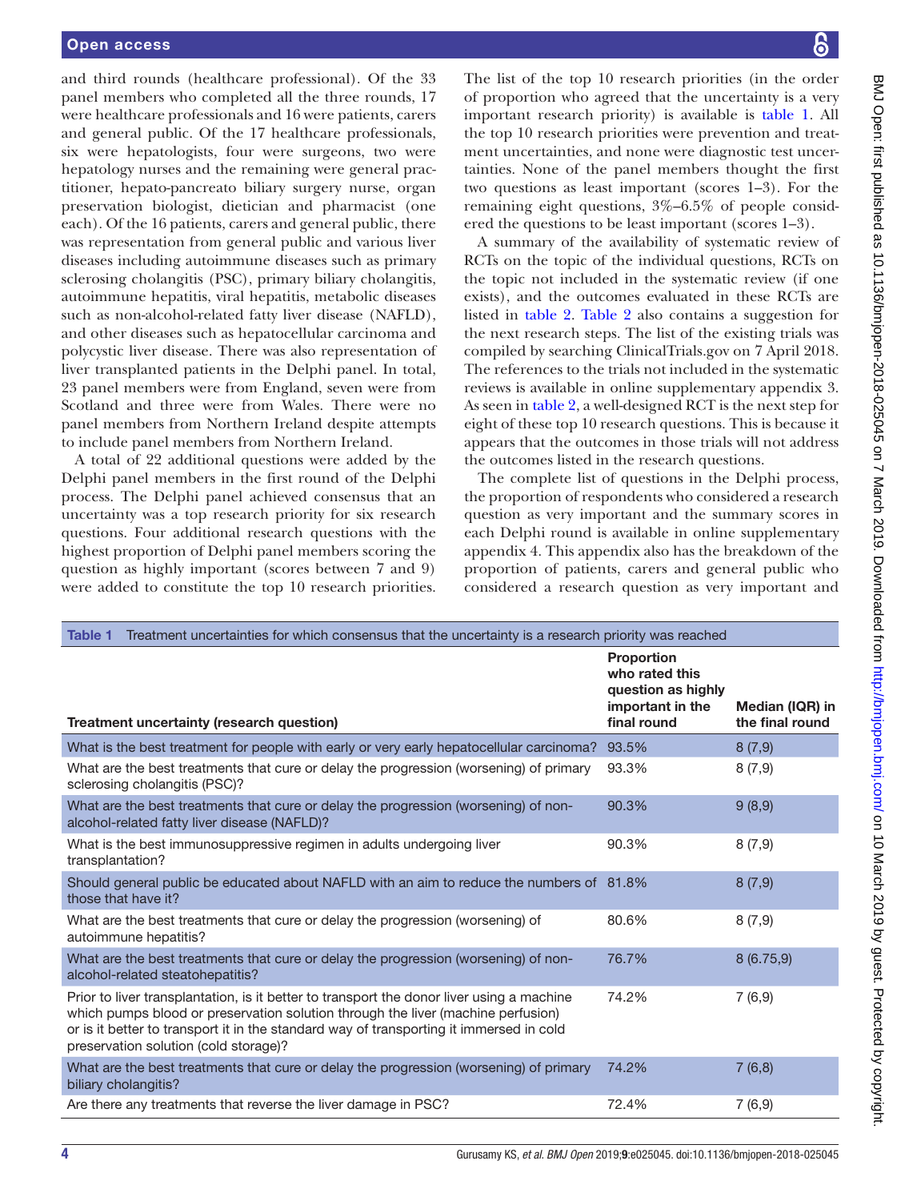and third rounds (healthcare professional). Of the 33 panel members who completed all the three rounds, 17 were healthcare professionals and 16 were patients, carers and general public. Of the 17 healthcare professionals, six were hepatologists, four were surgeons, two were hepatology nurses and the remaining were general practitioner, hepato-pancreato biliary surgery nurse, organ preservation biologist, dietician and pharmacist (one each). Of the 16 patients, carers and general public, there was representation from general public and various liver diseases including autoimmune diseases such as primary sclerosing cholangitis (PSC), primary biliary cholangitis, autoimmune hepatitis, viral hepatitis, metabolic diseases such as non-alcohol-related fatty liver disease (NAFLD), and other diseases such as hepatocellular carcinoma and polycystic liver disease. There was also representation of liver transplanted patients in the Delphi panel. In total, 23 panel members were from England, seven were from Scotland and three were from Wales. There were no panel members from Northern Ireland despite attempts to include panel members from Northern Ireland.

A total of 22 additional questions were added by the Delphi panel members in the first round of the Delphi process. The Delphi panel achieved consensus that an uncertainty was a top research priority for six research questions. Four additional research questions with the highest proportion of Delphi panel members scoring the question as highly important (scores between 7 and 9) were added to constitute the top 10 research priorities.

The list of the top 10 research priorities (in the order of proportion who agreed that the uncertainty is a very important research priority) is available is table 1. All the top 10 research priorities were prevention and treatment uncertainties, and none were diagnostic test uncertainties. None of the panel members thought the first two questions as least important (scores 1–3). For the remaining eight questions, 3%–6.5% of people considered the questions to be least important (scores 1–3).

A summary of the availability of systematic review of RCTs on the topic of the individual questions, RCTs on the topic not included in the systematic review (if one exists), and the outcomes evaluated in these RCTs are listed in table 2. Table 2 also contains a suggestion for the next research steps. The list of the existing trials was compiled by searching ClinicalTrials.gov on 7 April 2018. The references to the trials not included in the systematic reviews is available in online supplementary appendix 3. As seen in table 2, a well-designed RCT is the next step for eight of these top 10 research questions. This is because it appears that the outcomes in those trials will not address the outcomes listed in the research questions.

The complete list of questions in the Delphi process, the proportion of respondents who considered a research question as very important and the summary scores in each Delphi round is available in online supplementary appendix 4. This appendix also has the breakdown of the proportion of patients, carers and general public who considered a research question as very important and

**Table 1** Treatment uncertainties for which consensus that the uncertainty is a research priority was reached

| Treatment uncertainty (research question) | Proportion who rated this question as highly important in the final round | Median (IQR) in the final round |
|---|---|---|
| What is the best treatment for people with early or very early hepatocellular carcinoma? | 93.5% | 8 (7,9) |
| What are the best treatments that cure or delay the progression (worsening) of primary sclerosing cholangitis (PSC)? | 93.3% | 8 (7,9) |
| What are the best treatments that cure or delay the progression (worsening) of non-alcohol-related fatty liver disease (NAFLD)? | 90.3% | 9 (8,9) |
| What is the best immunosuppressive regimen in adults undergoing liver transplantation? | 90.3% | 8 (7,9) |
| Should general public be educated about NAFLD with an aim to reduce the numbers of those that have it? | 81.8% | 8 (7,9) |
| What are the best treatments that cure or delay the progression (worsening) of autoimmune hepatitis? | 80.6% | 8 (7,9) |
| What are the best treatments that cure or delay the progression (worsening) of non-alcohol-related steatohepatitis? | 76.7% | 8 (6.75,9) |
| Prior to liver transplantation, is it better to transport the donor liver using a machine which pumps blood or preservation solution through the liver (machine perfusion) or is it better to transport it immersed in cold preservation solution (cold storage)? | 74.2% | 7 (6,9) |
| What are the best treatments that cure or delay the progression (worsening) of primary biliary cholangitis? | 74.2% | 7 (6,8) |
| Are there any treatments that reverse the liver damage in PSC? | 72.4% | 7 (6,9) |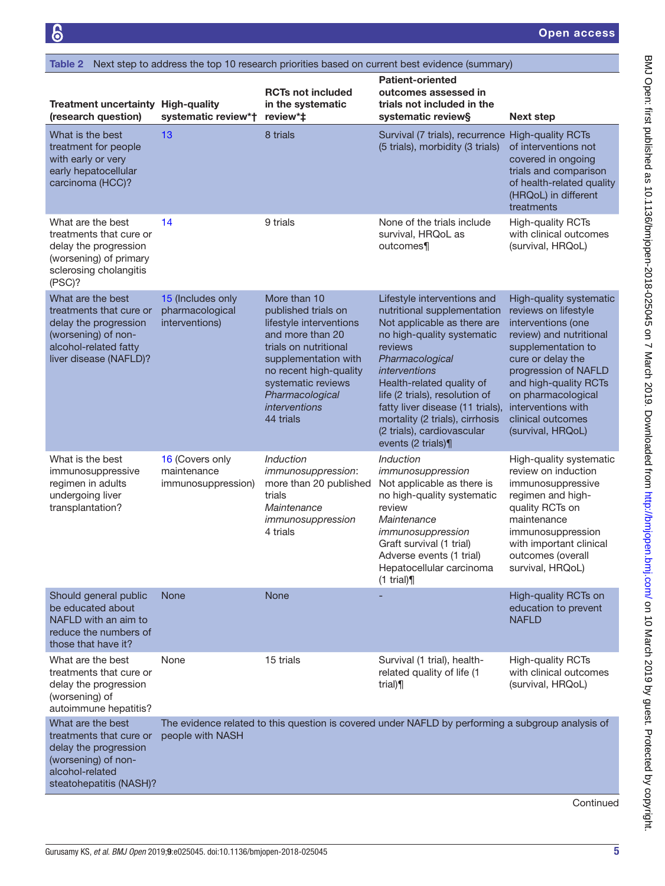**Table 2** Next step to address the top 10 research priorities based on current best evidence (summary)

| Treatment uncertainty (research question) | High-quality systematic review*† | RCTs not included in the systematic review*‡ | Patient-oriented outcomes assessed in trials not included in the systematic review§ | Next step |
|---|---|---|---|---|
| What is the best treatment for people with early or very early hepatocellular carcinoma (HCC)? | 13 | 8 trials | Survival (7 trials), recurrence (5 trials), morbidity (3 trials) | High-quality RCTs of interventions not covered in ongoing trials and comparison of health-related quality (HRQoL) in different treatments |
| What are the best treatments that cure or delay the progression (worsening) of primary sclerosing cholangitis (PSC)? | 14 | 9 trials | None of the trials include survival, HRQoL as outcomes¶ | High-quality RCTs with clinical outcomes (survival, HRQoL) |
| What are the best treatments that cure or delay the progression (worsening) of non-alcohol-related fatty liver disease (NAFLD)? | 15 (Includes only pharmacological interventions) | More than 10 published trials on lifestyle interventions and more than 20 trials on nutritional supplementation with no recent high-quality systematic reviews *Pharmacological interventions* 44 trials | Lifestyle interventions and nutritional supplementation Not applicable as there are no high-quality systematic reviews *Pharmacological interventions* Health-related quality of life (2 trials), resolution of fatty liver disease (11 trials), mortality (2 trials), cirrhosis (2 trials), cardiovascular events (2 trials)¶ | High-quality systematic reviews on lifestyle interventions (one review) and nutritional supplementation to cure or delay the progression of NAFLD and high-quality RCTs on pharmacological interventions with clinical outcomes (survival, HRQoL) |
| What is the best immunosuppressive regimen in adults undergoing liver transplantation? | 16 (Covers only maintenance immunosuppression) | *Induction immunosuppression*: more than 20 published trials *Maintenance immunosuppression* 4 trials | *Induction immunosuppression* Not applicable as there is no high-quality systematic review *Maintenance immunosuppression* Graft survival (1 trial) Adverse events (1 trial) Hepatocellular carcinoma (1 trial)¶ | High-quality systematic review on induction immunosuppressive regimen and high-quality RCTs on maintenance immunosuppression with important clinical outcomes (overall survival, HRQoL) |
| Should general public be educated about NAFLD with an aim to reduce the numbers of those that have it? | None | None | - | High-quality RCTs on education to prevent NAFLD |
| What are the best treatments that cure or delay the progression (worsening) of autoimmune hepatitis? | None | 15 trials | Survival (1 trial), health-related quality of life (1 trial)¶ | High-quality RCTs with clinical outcomes (survival, HRQoL) |
| What are the best treatments that cure or delay the progression (worsening) of non-alcohol-related steatohepatitis (NASH)? | The evidence related to this question is covered under NAFLD by performing a subgroup analysis of people with NASH | | | |

Continued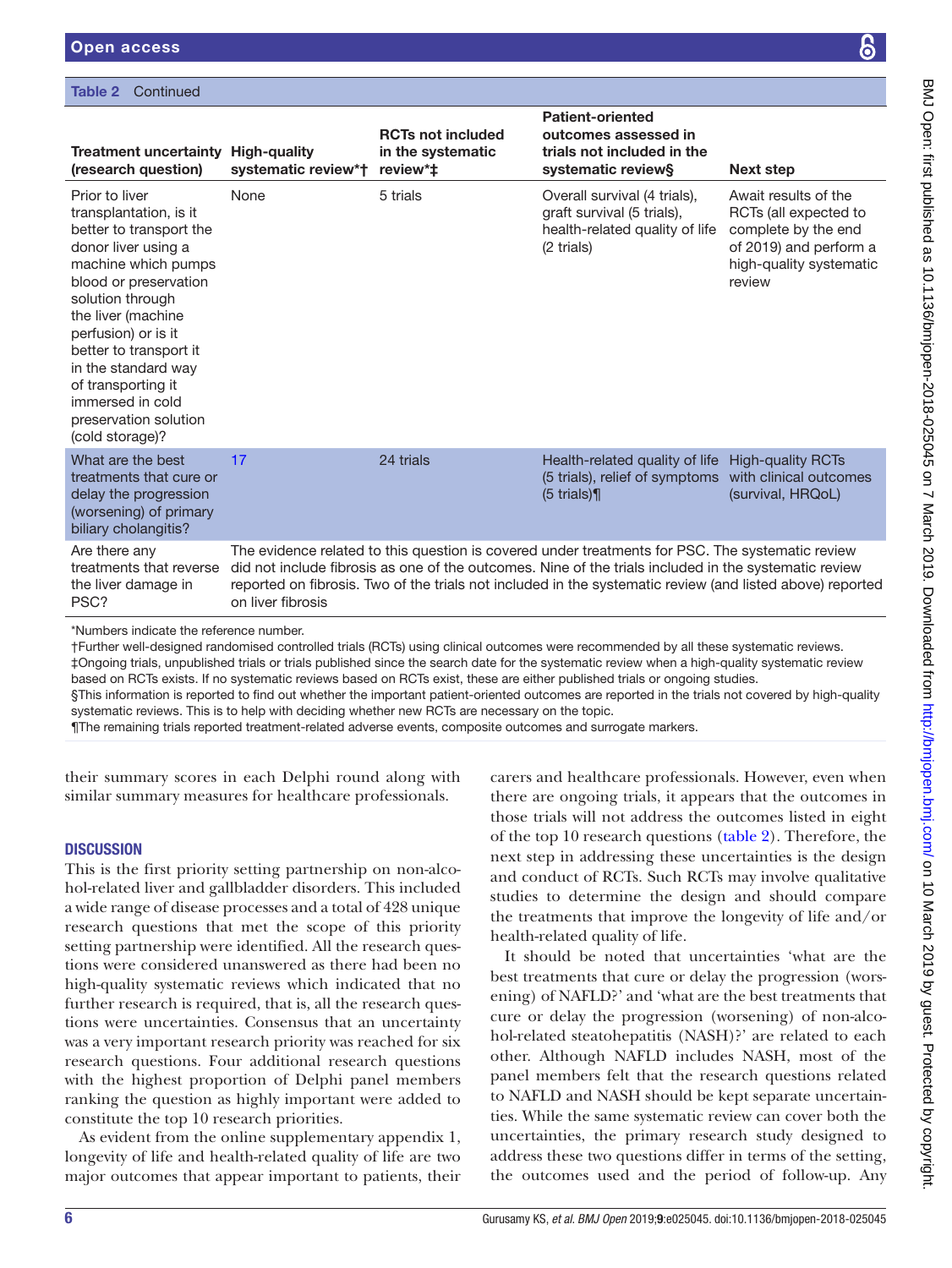Table 2 Continued

| Treatment uncertainty (research question) | High-quality systematic review*† | RCTs not included in the systematic review*‡ | Patient-oriented outcomes assessed in trials not included in the systematic review§ | Next step |
|---|---|---|---|---|
| Prior to liver transplantation, is it better to transport the donor liver using a machine which pumps blood or preservation solution through the liver (machine perfusion) or is it better to transport it in the standard way of transporting it immersed in cold preservation solution (cold storage)? | None | 5 trials | Overall survival (4 trials), graft survival (5 trials), health-related quality of life (2 trials) | Await results of the RCTs (all expected to complete by the end of 2019) and perform a high-quality systematic review |
| What are the best treatments that cure or delay the progression (worsening) of primary biliary cholangitis? | 17 | 24 trials | Health-related quality of life (5 trials), relief of symptoms (5 trials)¶ | High-quality RCTs with clinical outcomes (survival, HRQoL) |
| Are there any treatments that reverse the liver damage in PSC? | The evidence related to this question is covered under treatments for PSC. The systematic review did not include fibrosis as one of the outcomes. Nine of the trials included in the systematic review reported on fibrosis. Two of the trials not included in the systematic review (and listed above) reported on liver fibrosis | | | |

*Numbers indicate the reference number.
†Further well-designed randomised controlled trials (RCTs) using clinical outcomes were recommended by all these systematic reviews.
‡Ongoing trials, unpublished trials or trials published since the search date for the systematic review when a high-quality systematic review based on RCTs exists. If no systematic reviews based on RCTs exist, these are either published trials or ongoing studies.
§This information is reported to find out whether the important patient-oriented outcomes are reported in the trials not covered by high-quality systematic reviews. This is to help with deciding whether new RCTs are necessary on the topic.
¶The remaining trials reported treatment-related adverse events, composite outcomes and surrogate markers.

their summary scores in each Delphi round along with similar summary measures for healthcare professionals.

## DISCUSSION

This is the first priority setting partnership on non-alcohol-related liver and gallbladder disorders. This included a wide range of disease processes and a total of 428 unique research questions that met the scope of this priority setting partnership were identified. All the research questions were considered unanswered as there had been no high-quality systematic reviews which indicated that no further research is required, that is, all the research questions were uncertainties. Consensus that an uncertainty was a very important research priority was reached for six research questions. Four additional research questions with the highest proportion of Delphi panel members ranking the question as highly important were added to constitute the top 10 research priorities.

As evident from the online supplementary appendix 1, longevity of life and health-related quality of life are two major outcomes that appear important to patients, their carers and healthcare professionals. However, even when there are ongoing trials, it appears that the outcomes in those trials will not address the outcomes listed in eight of the top 10 research questions (table 2). Therefore, the next step in addressing these uncertainties is the design and conduct of RCTs. Such RCTs may involve qualitative studies to determine the design and should compare the treatments that improve the longevity of life and/or health-related quality of life.

It should be noted that uncertainties 'what are the best treatments that cure or delay the progression (worsening) of NAFLD?' and 'what are the best treatments that cure or delay the progression (worsening) of non-alcohol-related steatohepatitis (NASH)?' are related to each other. Although NAFLD includes NASH, most of the panel members felt that the research questions related to NAFLD and NASH should be kept separate uncertainties. While the same systematic review can cover both the uncertainties, the primary research study designed to address these two questions differ in terms of the setting, the outcomes used and the period of follow-up. Any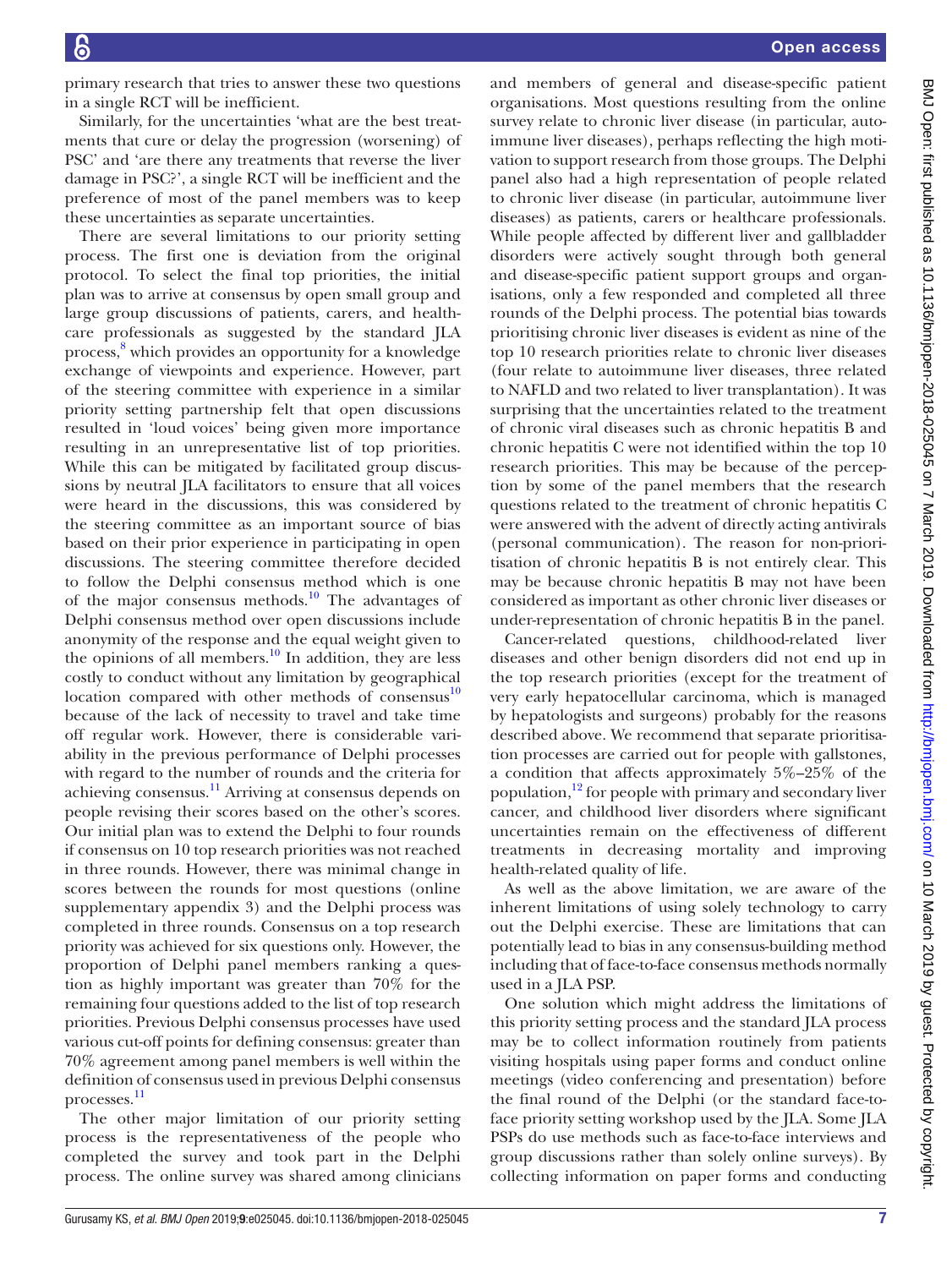primary research that tries to answer these two questions in a single RCT will be inefficient.

Similarly, for the uncertainties 'what are the best treatments that cure or delay the progression (worsening) of PSC' and 'are there any treatments that reverse the liver damage in PSC?', a single RCT will be inefficient and the preference of most of the panel members was to keep these uncertainties as separate uncertainties.

There are several limitations to our priority setting process. The first one is deviation from the original protocol. To select the final top priorities, the initial plan was to arrive at consensus by open small group and large group discussions of patients, carers, and healthcare professionals as suggested by the standard JLA process,[8] which provides an opportunity for a knowledge exchange of viewpoints and experience. However, part of the steering committee with experience in a similar priority setting partnership felt that open discussions resulted in 'loud voices' being given more importance resulting in an unrepresentative list of top priorities. While this can be mitigated by facilitated group discussions by neutral JLA facilitators to ensure that all voices were heard in the discussions, this was considered by the steering committee as an important source of bias based on their prior experience in participating in open discussions. The steering committee therefore decided to follow the Delphi consensus method which is one of the major consensus methods.[10] The advantages of Delphi consensus method over open discussions include anonymity of the response and the equal weight given to the opinions of all members.[10] In addition, they are less costly to conduct without any limitation by geographical location compared with other methods of consensus[10] because of the lack of necessity to travel and take time off regular work. However, there is considerable variability in the previous performance of Delphi processes with regard to the number of rounds and the criteria for achieving consensus.[11] Arriving at consensus depends on people revising their scores based on the other's scores. Our initial plan was to extend the Delphi to four rounds if consensus on 10 top research priorities was not reached in three rounds. However, there was minimal change in scores between the rounds for most questions (online supplementary appendix 3) and the Delphi process was completed in three rounds. Consensus on a top research priority was achieved for six questions only. However, the proportion of Delphi panel members ranking a question as highly important was greater than 70% for the remaining four questions added to the list of top research priorities. Previous Delphi consensus processes have used various cut-off points for defining consensus: greater than 70% agreement among panel members is well within the definition of consensus used in previous Delphi consensus processes.[11]

The other major limitation of our priority setting process is the representativeness of the people who completed the survey and took part in the Delphi process. The online survey was shared among clinicians and members of general and disease-specific patient organisations. Most questions resulting from the online survey relate to chronic liver disease (in particular, autoimmune liver diseases), perhaps reflecting the high motivation to support research from those groups. The Delphi panel also had a high representation of people related to chronic liver disease (in particular, autoimmune liver diseases) as patients, carers or healthcare professionals. While people affected by different liver and gallbladder disorders were actively sought through both general and disease-specific patient support groups and organisations, only a few responded and completed all three rounds of the Delphi process. The potential bias towards prioritising chronic liver diseases is evident as nine of the top 10 research priorities relate to chronic liver diseases (four relate to autoimmune liver diseases, three related to NAFLD and two related to liver transplantation). It was surprising that the uncertainties related to the treatment of chronic viral diseases such as chronic hepatitis B and chronic hepatitis C were not identified within the top 10 research priorities. This may be because of the perception by some of the panel members that the research questions related to the treatment of chronic hepatitis C were answered with the advent of directly acting antivirals (personal communication). The reason for non-prioritisation of chronic hepatitis B is not entirely clear. This may be because chronic hepatitis B may not have been considered as important as other chronic liver diseases or under-representation of chronic hepatitis B in the panel.

Cancer-related questions, childhood-related liver diseases and other benign disorders did not end up in the top research priorities (except for the treatment of very early hepatocellular carcinoma, which is managed by hepatologists and surgeons) probably for the reasons described above. We recommend that separate prioritisation processes are carried out for people with gallstones, a condition that affects approximately 5%–25% of the population,[12] for people with primary and secondary liver cancer, and childhood liver disorders where significant uncertainties remain on the effectiveness of different treatments in decreasing mortality and improving health-related quality of life.

As well as the above limitation, we are aware of the inherent limitations of using solely technology to carry out the Delphi exercise. These are limitations that can potentially lead to bias in any consensus-building method including that of face-to-face consensus methods normally used in a JLA PSP.

One solution which might address the limitations of this priority setting process and the standard JLA process may be to collect information routinely from patients visiting hospitals using paper forms and conduct online meetings (video conferencing and presentation) before the final round of the Delphi (or the standard face-to-face priority setting workshop used by the JLA. Some JLA PSPs do use methods such as face-to-face interviews and group discussions rather than solely online surveys). By collecting information on paper forms and conducting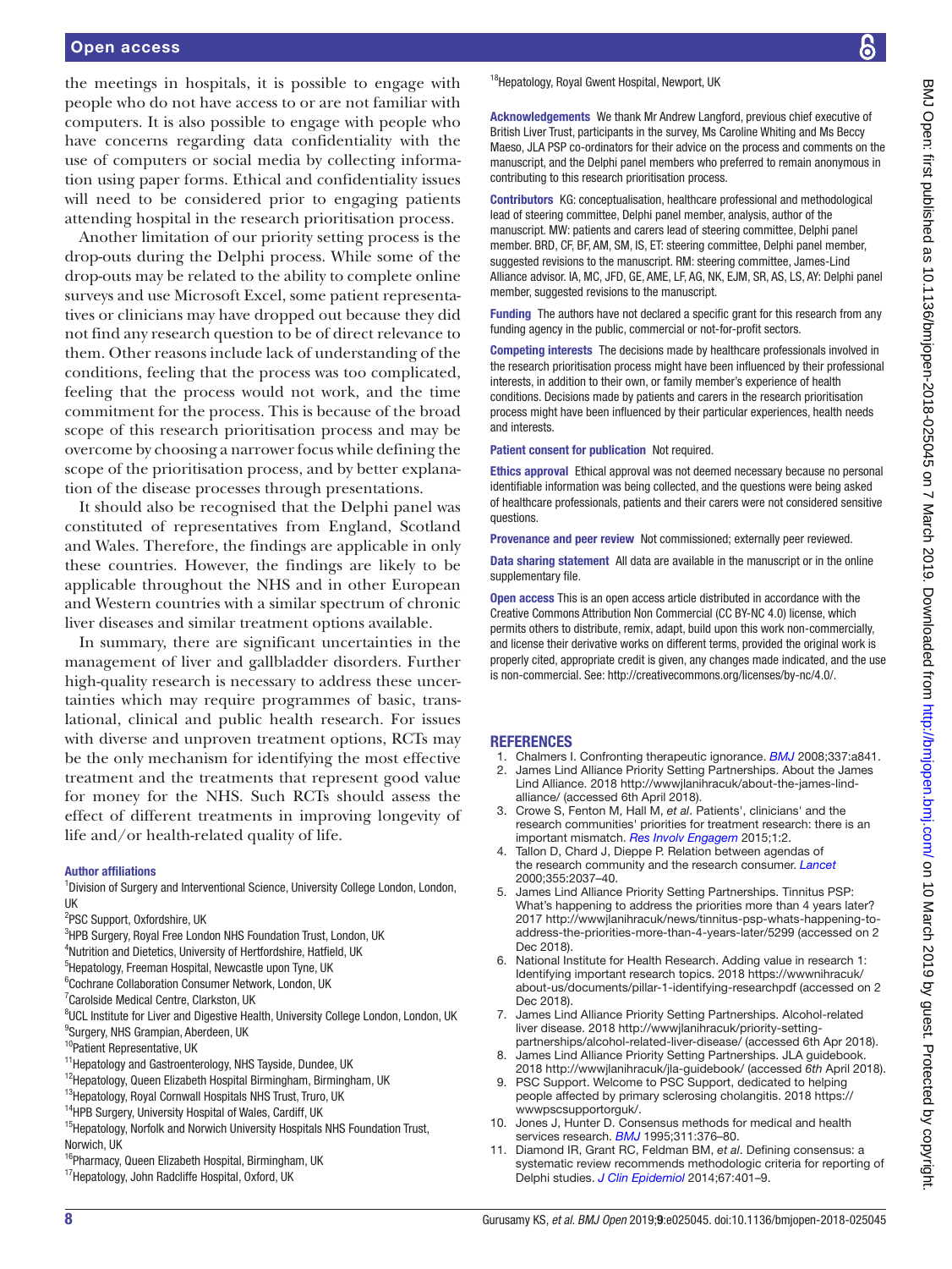the meetings in hospitals, it is possible to engage with people who do not have access to or are not familiar with computers. It is also possible to engage with people who have concerns regarding data confidentiality with the use of computers or social media by collecting information using paper forms. Ethical and confidentiality issues will need to be considered prior to engaging patients attending hospital in the research prioritisation process.

Another limitation of our priority setting process is the drop-outs during the Delphi process. While some of the drop-outs may be related to the ability to complete online surveys and use Microsoft Excel, some patient representatives or clinicians may have dropped out because they did not find any research question to be of direct relevance to them. Other reasons include lack of understanding of the conditions, feeling that the process was too complicated, feeling that the process would not work, and the time commitment for the process. This is because of the broad scope of this research prioritisation process and may be overcome by choosing a narrower focus while defining the scope of the prioritisation process, and by better explanation of the disease processes through presentations.

It should also be recognised that the Delphi panel was constituted of representatives from England, Scotland and Wales. Therefore, the findings are applicable in only these countries. However, the findings are likely to be applicable throughout the NHS and in other European and Western countries with a similar spectrum of chronic liver diseases and similar treatment options available.

In summary, there are significant uncertainties in the management of liver and gallbladder disorders. Further high-quality research is necessary to address these uncertainties which may require programmes of basic, translational, clinical and public health research. For issues with diverse and unproven treatment options, RCTs may be the only mechanism for identifying the most effective treatment and the treatments that represent good value for money for the NHS. Such RCTs should assess the effect of different treatments in improving longevity of life and/or health-related quality of life.

**Author affiliations**

[1]Division of Surgery and Interventional Science, University College London, London, UK
[2]PSC Support, Oxfordshire, UK
[3]HPB Surgery, Royal Free London NHS Foundation Trust, London, UK
[4]Nutrition and Dietetics, University of Hertfordshire, Hatfield, UK
[5]Hepatology, Freeman Hospital, Newcastle upon Tyne, UK
[6]Cochrane Collaboration Consumer Network, London, UK
[7]Carolside Medical Centre, Clarkston, UK
[8]UCL Institute for Liver and Digestive Health, University College London, London, UK
[9]Surgery, NHS Grampian, Aberdeen, UK
[10]Patient Representative, UK
[11]Hepatology and Gastroenterology, NHS Tayside, Dundee, UK
[12]Hepatology, Queen Elizabeth Hospital Birmingham, Birmingham, UK
[13]Hepatology, Royal Cornwall Hospitals NHS Trust, Truro, UK
[14]HPB Surgery, University Hospital of Wales, Cardiff, UK
[15]Hepatology, Norfolk and Norwich University Hospitals NHS Foundation Trust, Norwich, UK
[16]Pharmacy, Queen Elizabeth Hospital, Birmingham, UK
[17]Hepatology, John Radcliffe Hospital, Oxford, UK
[18]Hepatology, Royal Gwent Hospital, Newport, UK

**Acknowledgements** We thank Mr Andrew Langford, previous chief executive of British Liver Trust, participants in the survey, Ms Caroline Whiting and Ms Beccy Maeso, JLA PSP co-ordinators for their advice on the process and comments on the manuscript, and the Delphi panel members who preferred to remain anonymous in contributing to this research prioritisation process.

**Contributors** KG: conceptualisation, healthcare professional and methodological lead of steering committee, Delphi panel member, analysis, author of the manuscript. MW: patients and carers lead of steering committee, Delphi panel member. BRD, CF, BF, AM, SM, IS, ET: steering committee, Delphi panel member, suggested revisions to the manuscript. RM: steering committee, James-Lind Alliance advisor. IA, MC, JFD, GE, AME, LF, AG, NK, EJM, SR, AS, LS, AY: Delphi panel member, suggested revisions to the manuscript.

**Funding** The authors have not declared a specific grant for this research from any funding agency in the public, commercial or not-for-profit sectors.

**Competing interests** The decisions made by healthcare professionals involved in the research prioritisation process might have been influenced by their professional interests, in addition to their own, or family member's experience of health conditions. Decisions made by patients and carers in the research prioritisation process might have been influenced by their particular experiences, health needs and interests.

**Patient consent for publication** Not required.

**Ethics approval** Ethical approval was not deemed necessary because no personal identifiable information was being collected, and the questions were being asked of healthcare professionals, patients and their carers were not considered sensitive questions.

**Provenance and peer review** Not commissioned; externally peer reviewed.

**Data sharing statement** All data are available in the manuscript or in the online supplementary file.

**Open access** This is an open access article distributed in accordance with the Creative Commons Attribution Non Commercial (CC BY-NC 4.0) license, which permits others to distribute, remix, adapt, build upon this work non-commercially, and license their derivative works on different terms, provided the original work is properly cited, appropriate credit is given, any changes made indicated, and the use is non-commercial. See: http://creativecommons.org/licenses/by-nc/4.0/.

## REFERENCES

1. Chalmers I. Confronting therapeutic ignorance. *BMJ* 2008;337:a841.
2. James Lind Alliance Priority Setting Partnerships. About the James Lind Alliance. 2018 http://wwwjlanihracuk/about-the-james-lind-alliance/ (accessed 6th April 2018).
3. Crowe S, Fenton M, Hall M, *et al*. Patients', clinicians' and the research communities' priorities for treatment research: there is an important mismatch. *Res Involv Engagem* 2015;1:2.
4. Tallon D, Chard J, Dieppe P. Relation between agendas of the research community and the research consumer. *Lancet* 2000;355:2037–40.
5. James Lind Alliance Priority Setting Partnerships. Tinnitus PSP: What's happening to address the priorities more than 4 years later? 2017 http://wwwjlanihracuk/news/tinnitus-psp-whats-happening-to-address-the-priorities-more-than-4-years-later/5299 (accessed on 2 Dec 2018).
6. National Institute for Health Research. Adding value in research 1: Identifying important research topics. 2018 https://wwwnihracuk/about-us/documents/pillar-1-identifying-researchpdf (accessed on 2 Dec 2018).
7. James Lind Alliance Priority Setting Partnerships. Alcohol-related liver disease. 2018 http://wwwjlanihracuk/priority-setting-partnerships/alcohol-related-liver-disease/ (accessed 6th Apr 2018).
8. James Lind Alliance Priority Setting Partnerships. JLA guidebook. 2018 http://wwwjlanihracuk/jla-guidebook/ (accessed *6th* April 2018).
9. PSC Support. Welcome to PSC Support, dedicated to helping people affected by primary sclerosing cholangitis. 2018 https://wwwpscsupportorguk/.
10. Jones J, Hunter D. Consensus methods for medical and health services research. *BMJ* 1995;311:376–80.
11. Diamond IR, Grant RC, Feldman BM, *et al*. Defining consensus: a systematic review recommends methodologic criteria for reporting of Delphi studies. *J Clin Epidemiol* 2014;67:401–9.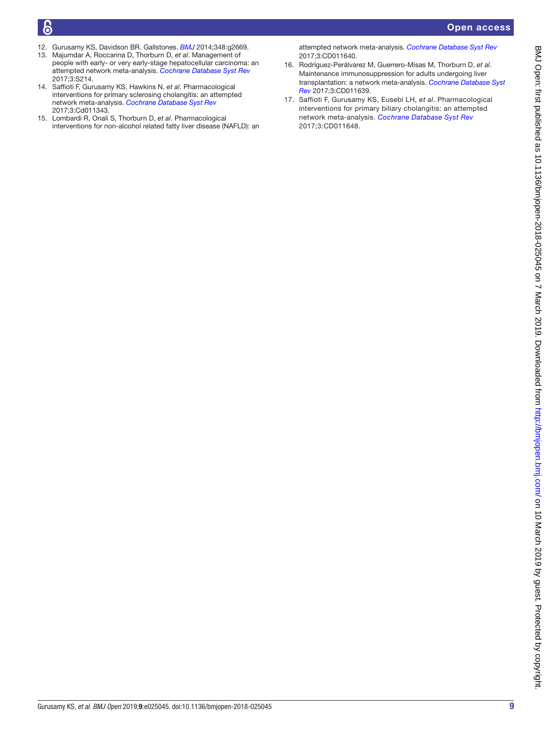12. Gurusamy KS, Davidson BR. Gallstones. *BMJ* 2014;348:g2669.
13. Majumdar A, Roccarina D, Thorburn D, *et al*. Management of people with early- or very early-stage hepatocellular carcinoma: an attempted network meta-analysis. *Cochrane Database Syst Rev* 2017;3:S214.
14. Saffioti F, Gurusamy KS, Hawkins N, *et al*. Pharmacological interventions for primary sclerosing cholangitis: an attempted network meta-analysis. *Cochrane Database Syst Rev* 2017;3:Cd011343.
15. Lombardi R, Onali S, Thorburn D, *et al*. Pharmacological interventions for non-alcohol related fatty liver disease (NAFLD): an attempted network meta-analysis. *Cochrane Database Syst Rev* 2017;3:CD011640.
16. Rodríguez-Perálvarez M, Guerrero-Misas M, Thorburn D, *et al*. Maintenance immunosuppression for adults undergoing liver transplantation: a network meta-analysis. *Cochrane Database Syst Rev* 2017;3:CD011639.
17. Saffioti F, Gurusamy KS, Eusebi LH, *et al*. Pharmacological interventions for primary biliary cholangitis: an attempted network meta-analysis. *Cochrane Database Syst Rev* 2017;3:CD011648.